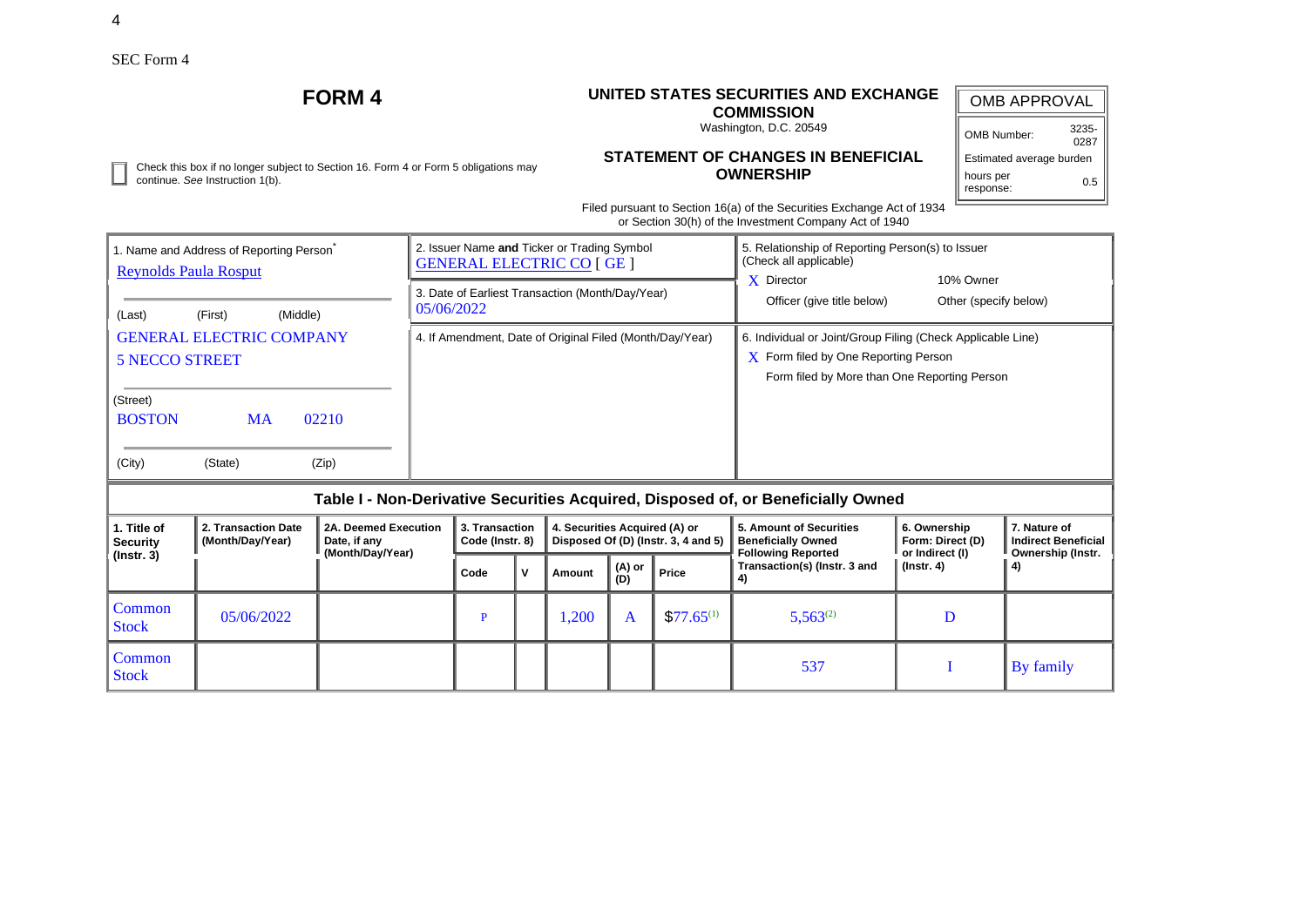SEC Form 4

# FORM 4

## UNITED STATES SECURITIES AND EXCHANGE COMMISSION

Washington, D.C. 20549

### STATEMENT OF CHANGES IN BENEFICIAL OWNERSHIP

| OMB APPROVAL | |
|---|---|
| OMB Number: | 3235-0287 |
| Estimated average burden | |
| hours per response: | 0.5 |

☐ Check this box if no longer subject to Section 16. Form 4 or Form 5 obligations may continue. *See* Instruction 1(b).

Filed pursuant to Section 16(a) of the Securities Exchange Act of 1934 or Section 30(h) of the Investment Company Act of 1940

| 1. Name and Address of Reporting Person* | 2. Issuer Name **and** Ticker or Trading Symbol | 5. Relationship of Reporting Person(s) to Issuer (Check all applicable) |
|---|---|---|
| Reynolds Paula Rospput | GENERAL ELECTRIC CO [ GE ] | X Director / 10% Owner / Officer (give title below) / Other (specify below) |
| (Last) (First) (Middle) | 3. Date of Earliest Transaction (Month/Day/Year) 05/06/2022 | |
| GENERAL ELECTRIC COMPANY 5 NECCO STREET | 4. If Amendment, Date of Original Filed (Month/Day/Year) | 6. Individual or Joint/Group Filing (Check Applicable Line) X Form filed by One Reporting Person / Form filed by More than One Reporting Person |
| (Street) BOSTON MA 02210 | | |
| (City) (State) (Zip) | | |

**Table I - Non-Derivative Securities Acquired, Disposed of, or Beneficially Owned**

| 1. Title of Security (Instr. 3) | 2. Transaction Date (Month/Day/Year) | 2A. Deemed Execution Date, if any (Month/Day/Year) | 3. Transaction Code (Instr. 8) | | 4. Securities Acquired (A) or Disposed Of (D) (Instr. 3, 4 and 5) | | | 5. Amount of Securities Beneficially Owned Following Reported Transaction(s) (Instr. 3 and 4) | 6. Ownership Form: Direct (D) or Indirect (I) (Instr. 4) | 7. Nature of Indirect Beneficial Ownership (Instr. 4) |
|---|---|---|---|---|---|---|---|---|---|---|
| | | | Code | V | Amount | (A) or (D) | Price | | | |
| Common Stock | 05/06/2022 | | P | | 1,200 | A | $77.65[1] | 5,563[2] | D | |
| Common Stock | | | | | | | | 537 | I | By family |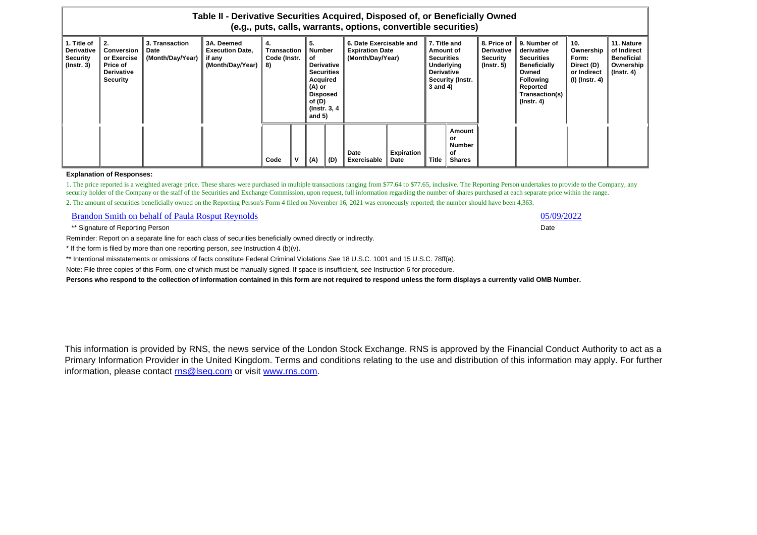## Table II - Derivative Securities Acquired, Disposed of, or Beneficially Owned
### (e.g., puts, calls, warrants, options, convertible securities)

| 1. Title of Derivative Security (Instr. 3) | 2. Conversion or Exercise Price of Derivative Security | 3. Transaction Date (Month/Day/Year) | 3A. Deemed Execution Date, if any (Month/Day/Year) | 4. Transaction Code (Instr. 8) | | 5. Number of Derivative Securities Acquired (A) or Disposed of (D) (Instr. 3, 4 and 5) | | 6. Date Exercisable and Expiration Date (Month/Day/Year) | | 7. Title and Amount of Securities Underlying Derivative Security (Instr. 3 and 4) | | 8. Price of Derivative Security (Instr. 5) | 9. Number of derivative Securities Beneficially Owned Following Reported Transaction(s) (Instr. 4) | 10. Ownership Form: Direct (D) or Indirect (I) (Instr. 4) | 11. Nature of Indirect Beneficial Ownership (Instr. 4) |
|---|---|---|---|---|---|---|---|---|---|---|---|---|---|---|---|
| | | | | Code | V | (A) | (D) | Date Exercisable | Expiration Date | Title | Amount or Number of Shares | | | | |

**Explanation of Responses:**

1. The price reported is a weighted average price. These shares were purchased in multiple transactions ranging from $77.64 to $77.65, inclusive. The Reporting Person undertakes to provide to the Company, any security holder of the Company or the staff of the Securities and Exchange Commission, upon request, full information regarding the number of shares purchased at each separate price within the range.

2. The amount of securities beneficially owned on the Reporting Person's Form 4 filed on November 16, 2021 was erroneously reported; the number should have been 4,363.

Brandon Smith on behalf of Paula Rosput Reynolds — 05/09/2022

** Signature of Reporting Person — Date

Reminder: Report on a separate line for each class of securities beneficially owned directly or indirectly.

* If the form is filed by more than one reporting person, *see* Instruction 4 (b)(v).

** Intentional misstatements or omissions of facts constitute Federal Criminal Violations *See* 18 U.S.C. 1001 and 15 U.S.C. 78ff(a).

Note: File three copies of this Form, one of which must be manually signed. If space is insufficient, *see* Instruction 6 for procedure.

**Persons who respond to the collection of information contained in this form are not required to respond unless the form displays a currently valid OMB Number.**

This information is provided by RNS, the news service of the London Stock Exchange. RNS is approved by the Financial Conduct Authority to act as a Primary Information Provider in the United Kingdom. Terms and conditions relating to the use and distribution of this information may apply. For further information, please contact rns@lseg.com or visit www.rns.com.